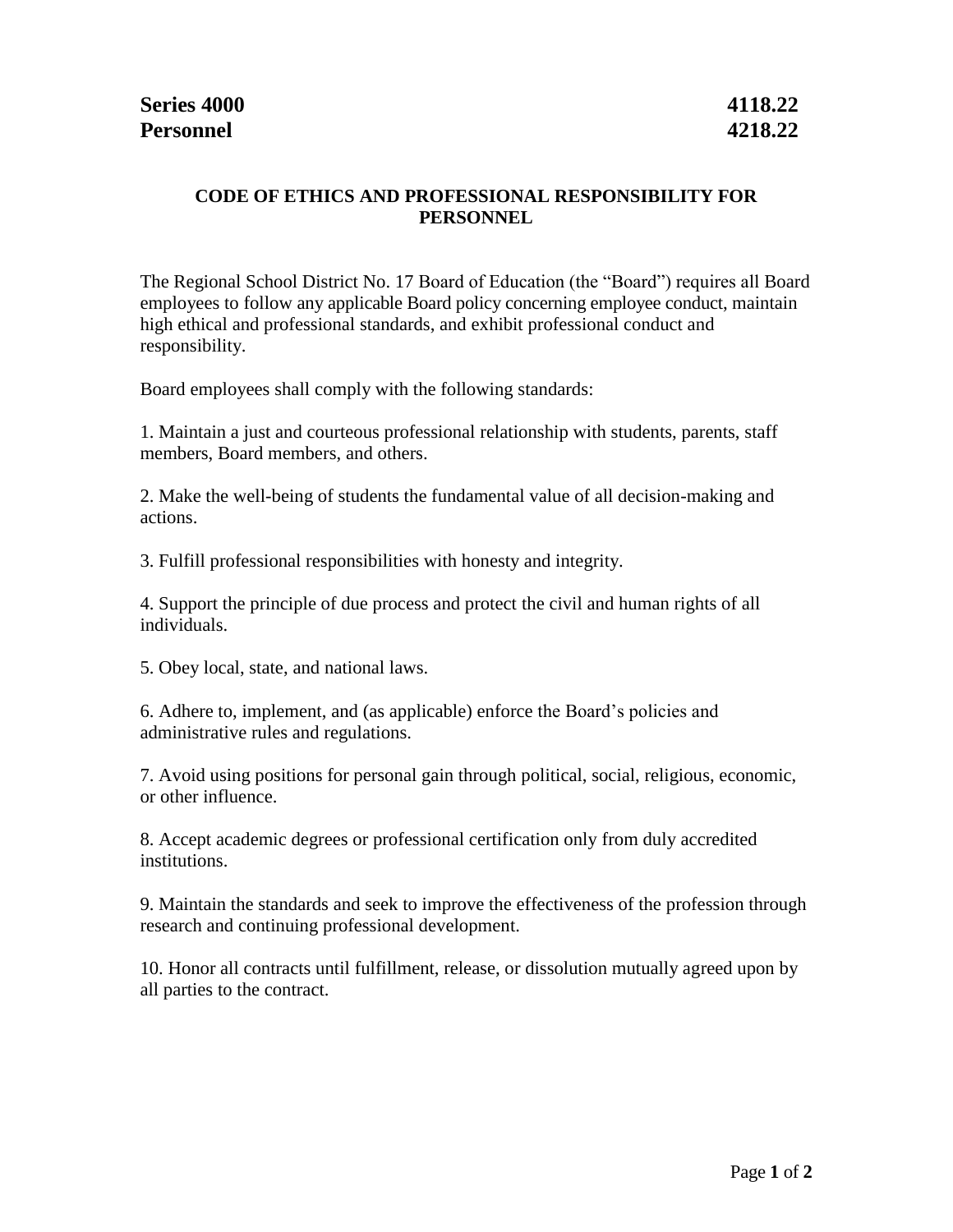**Series 4000** **4118.22**
**Personnel** **4218.22**

## CODE OF ETHICS AND PROFESSIONAL RESPONSIBILITY FOR PERSONNEL

The Regional School District No. 17 Board of Education (the "Board") requires all Board employees to follow any applicable Board policy concerning employee conduct, maintain high ethical and professional standards, and exhibit professional conduct and responsibility.

Board employees shall comply with the following standards:

1. Maintain a just and courteous professional relationship with students, parents, staff members, Board members, and others.

2. Make the well-being of students the fundamental value of all decision-making and actions.

3. Fulfill professional responsibilities with honesty and integrity.

4. Support the principle of due process and protect the civil and human rights of all individuals.

5. Obey local, state, and national laws.

6. Adhere to, implement, and (as applicable) enforce the Board's policies and administrative rules and regulations.

7. Avoid using positions for personal gain through political, social, religious, economic, or other influence.

8. Accept academic degrees or professional certification only from duly accredited institutions.

9. Maintain the standards and seek to improve the effectiveness of the profession through research and continuing professional development.

10. Honor all contracts until fulfillment, release, or dissolution mutually agreed upon by all parties to the contract.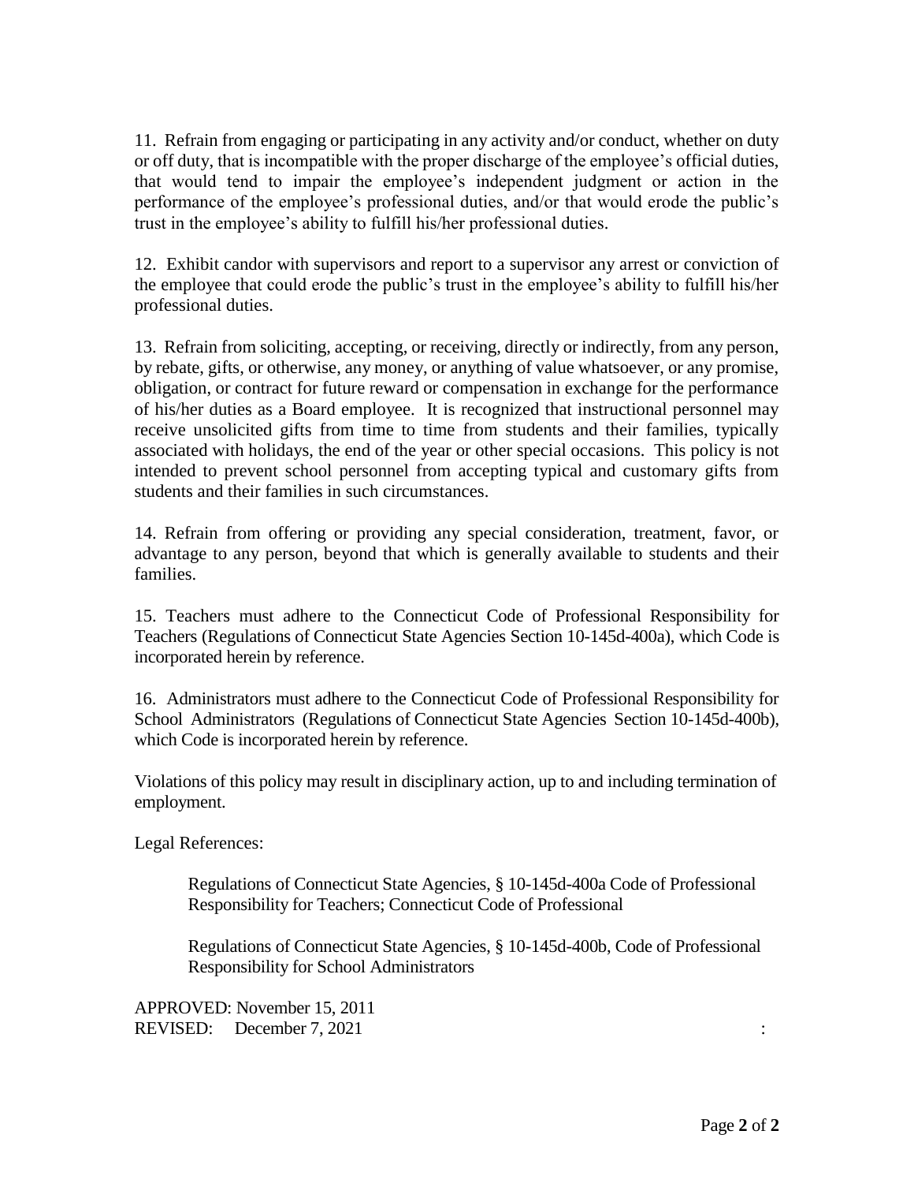11. Refrain from engaging or participating in any activity and/or conduct, whether on duty or off duty, that is incompatible with the proper discharge of the employee's official duties, that would tend to impair the employee's independent judgment or action in the performance of the employee's professional duties, and/or that would erode the public's trust in the employee's ability to fulfill his/her professional duties.

12. Exhibit candor with supervisors and report to a supervisor any arrest or conviction of the employee that could erode the public's trust in the employee's ability to fulfill his/her professional duties.

13. Refrain from soliciting, accepting, or receiving, directly or indirectly, from any person, by rebate, gifts, or otherwise, any money, or anything of value whatsoever, or any promise, obligation, or contract for future reward or compensation in exchange for the performance of his/her duties as a Board employee. It is recognized that instructional personnel may receive unsolicited gifts from time to time from students and their families, typically associated with holidays, the end of the year or other special occasions. This policy is not intended to prevent school personnel from accepting typical and customary gifts from students and their families in such circumstances.

14. Refrain from offering or providing any special consideration, treatment, favor, or advantage to any person, beyond that which is generally available to students and their families.

15. Teachers must adhere to the Connecticut Code of Professional Responsibility for Teachers (Regulations of Connecticut State Agencies Section 10-145d-400a), which Code is incorporated herein by reference.

16. Administrators must adhere to the Connecticut Code of Professional Responsibility for School Administrators (Regulations of Connecticut State Agencies Section 10-145d-400b), which Code is incorporated herein by reference.

Violations of this policy may result in disciplinary action, up to and including termination of employment.

Legal References:

> Regulations of Connecticut State Agencies, § 10-145d-400a Code of Professional Responsibility for Teachers; Connecticut Code of Professional
>
> Regulations of Connecticut State Agencies, § 10-145d-400b, Code of Professional Responsibility for School Administrators

APPROVED: November 15, 2011
REVISED: December 7, 2021 :